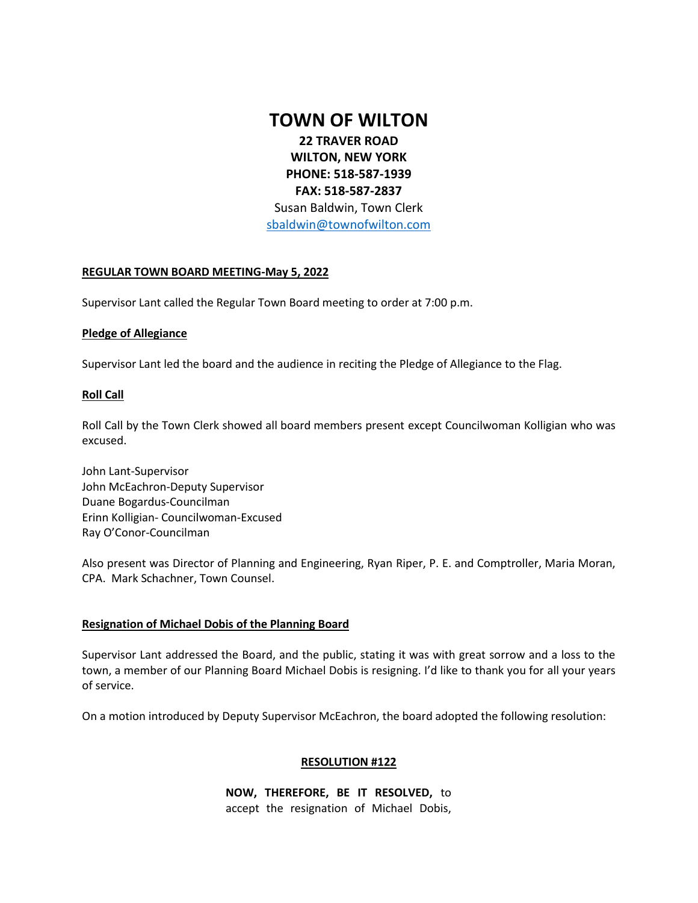# TOWN OF WILTON

**22 TRAVER ROAD**
**WILTON, NEW YORK**
**PHONE: 518-587-1939**
**FAX: 518-587-2837**
Susan Baldwin, Town Clerk
sbaldwin@townofwilton.com

**REGULAR TOWN BOARD MEETING-May 5, 2022**

Supervisor Lant called the Regular Town Board meeting to order at 7:00 p.m.

**Pledge of Allegiance**

Supervisor Lant led the board and the audience in reciting the Pledge of Allegiance to the Flag.

**Roll Call**

Roll Call by the Town Clerk showed all board members present except Councilwoman Kolligian who was excused.

John Lant-Supervisor
John McEachron-Deputy Supervisor
Duane Bogardus-Councilman
Erinn Kolligian- Councilwoman-Excused
Ray O'Conor-Councilman

Also present was Director of Planning and Engineering, Ryan Riper, P. E. and Comptroller, Maria Moran, CPA. Mark Schachner, Town Counsel.

**Resignation of Michael Dobis of the Planning Board**

Supervisor Lant addressed the Board, and the public, stating it was with great sorrow and a loss to the town, a member of our Planning Board Michael Dobis is resigning. I'd like to thank you for all your years of service.

On a motion introduced by Deputy Supervisor McEachron, the board adopted the following resolution:

**RESOLUTION #122**

**NOW, THEREFORE, BE IT RESOLVED,** to accept the resignation of Michael Dobis,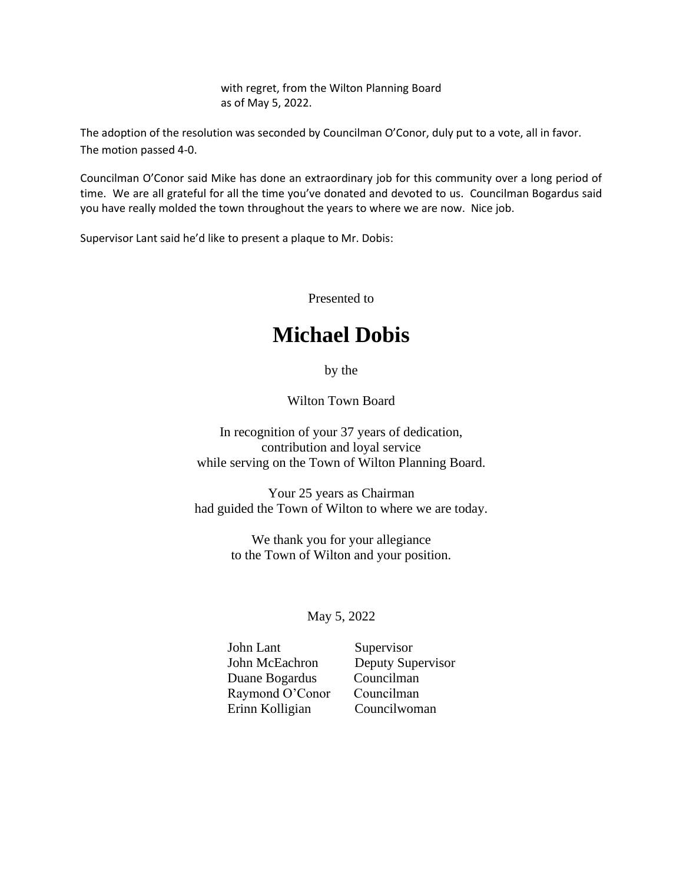with regret, from the Wilton Planning Board
as of May 5, 2022.

The adoption of the resolution was seconded by Councilman O'Conor, duly put to a vote, all in favor. The motion passed 4-0.

Councilman O'Conor said Mike has done an extraordinary job for this community over a long period of time. We are all grateful for all the time you've donated and devoted to us. Councilman Bogardus said you have really molded the town throughout the years to where we are now. Nice job.

Supervisor Lant said he'd like to present a plaque to Mr. Dobis:

Presented to

**Michael Dobis**

by the

Wilton Town Board

In recognition of your 37 years of dedication,
contribution and loyal service
while serving on the Town of Wilton Planning Board.

Your 25 years as Chairman
had guided the Town of Wilton to where we are today.

We thank you for your allegiance
to the Town of Wilton and your position.

May 5, 2022

| | |
|---|---|
| John Lant | Supervisor |
| John McEachron | Deputy Supervisor |
| Duane Bogardus | Councilman |
| Raymond O'Conor | Councilman |
| Erinn Kolligian | Councilwoman |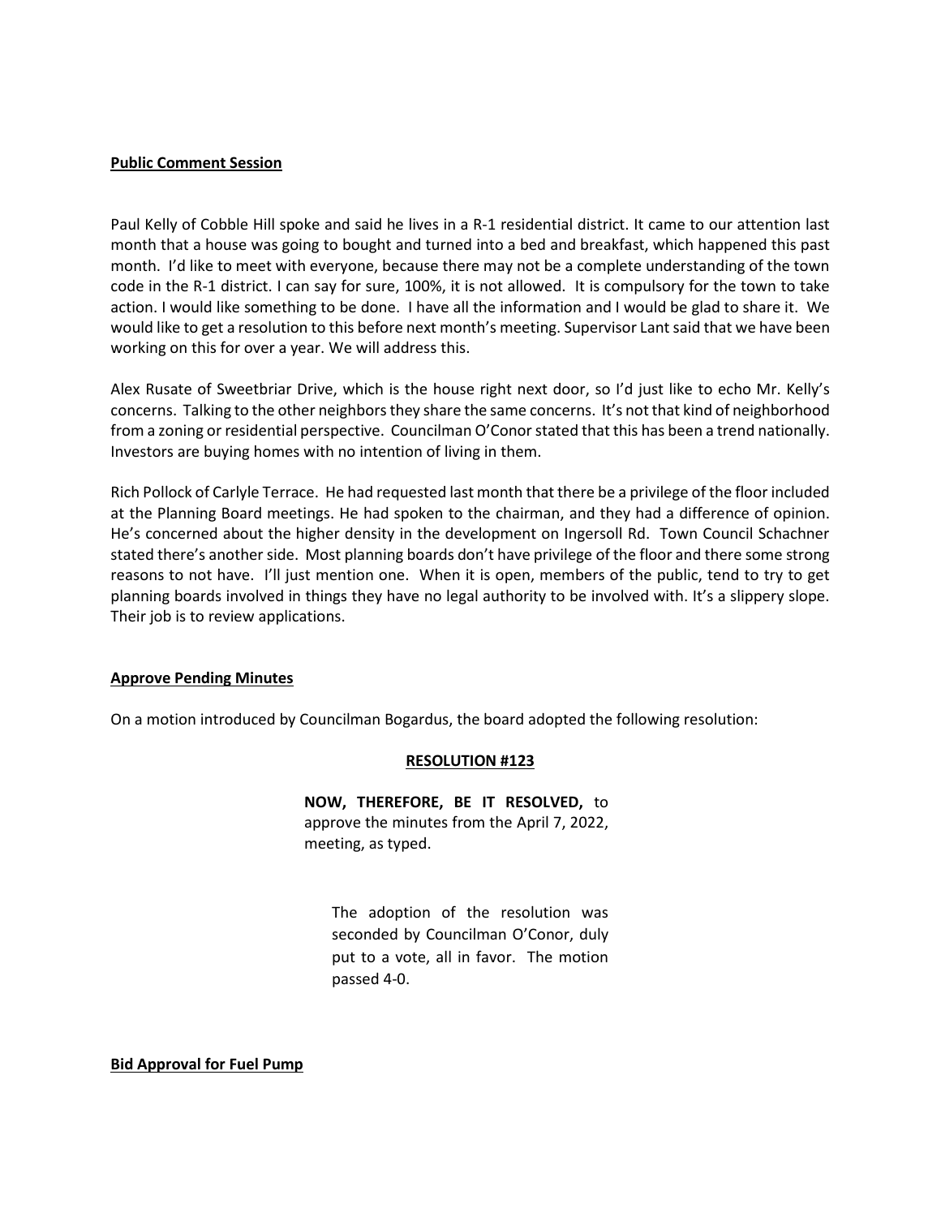**Public Comment Session**

Paul Kelly of Cobble Hill spoke and said he lives in a R-1 residential district. It came to our attention last month that a house was going to bought and turned into a bed and breakfast, which happened this past month. I'd like to meet with everyone, because there may not be a complete understanding of the town code in the R-1 district. I can say for sure, 100%, it is not allowed. It is compulsory for the town to take action. I would like something to be done. I have all the information and I would be glad to share it. We would like to get a resolution to this before next month's meeting. Supervisor Lant said that we have been working on this for over a year. We will address this.

Alex Rusate of Sweetbriar Drive, which is the house right next door, so I'd just like to echo Mr. Kelly's concerns. Talking to the other neighbors they share the same concerns. It's not that kind of neighborhood from a zoning or residential perspective. Councilman O'Conor stated that this has been a trend nationally. Investors are buying homes with no intention of living in them.

Rich Pollock of Carlyle Terrace. He had requested last month that there be a privilege of the floor included at the Planning Board meetings. He had spoken to the chairman, and they had a difference of opinion. He's concerned about the higher density in the development on Ingersoll Rd. Town Council Schachner stated there's another side. Most planning boards don't have privilege of the floor and there some strong reasons to not have. I'll just mention one. When it is open, members of the public, tend to try to get planning boards involved in things they have no legal authority to be involved with. It's a slippery slope. Their job is to review applications.

**Approve Pending Minutes**

On a motion introduced by Councilman Bogardus, the board adopted the following resolution:

**RESOLUTION #123**

**NOW, THEREFORE, BE IT RESOLVED,** to approve the minutes from the April 7, 2022, meeting, as typed.

The adoption of the resolution was seconded by Councilman O'Conor, duly put to a vote, all in favor. The motion passed 4-0.

**Bid Approval for Fuel Pump**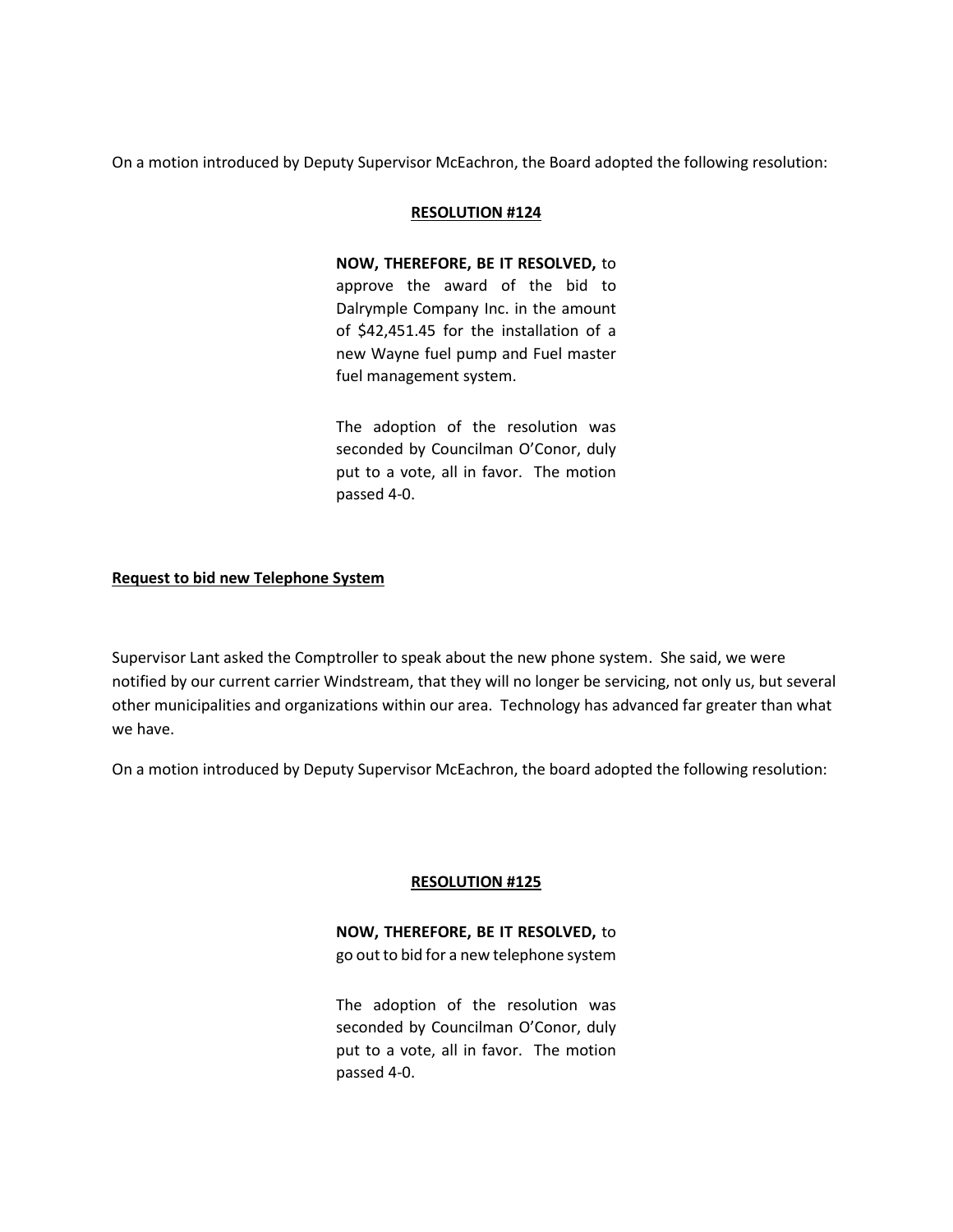On a motion introduced by Deputy Supervisor McEachron, the Board adopted the following resolution:

**RESOLUTION #124**

**NOW, THEREFORE, BE IT RESOLVED,** to approve the award of the bid to Dalrymple Company Inc. in the amount of $42,451.45 for the installation of a new Wayne fuel pump and Fuel master fuel management system.

The adoption of the resolution was seconded by Councilman O'Conor, duly put to a vote, all in favor. The motion passed 4-0.

**Request to bid new Telephone System**

Supervisor Lant asked the Comptroller to speak about the new phone system. She said, we were notified by our current carrier Windstream, that they will no longer be servicing, not only us, but several other municipalities and organizations within our area. Technology has advanced far greater than what we have.

On a motion introduced by Deputy Supervisor McEachron, the board adopted the following resolution:

**RESOLUTION #125**

**NOW, THEREFORE, BE IT RESOLVED,** to go out to bid for a new telephone system

The adoption of the resolution was seconded by Councilman O'Conor, duly put to a vote, all in favor. The motion passed 4-0.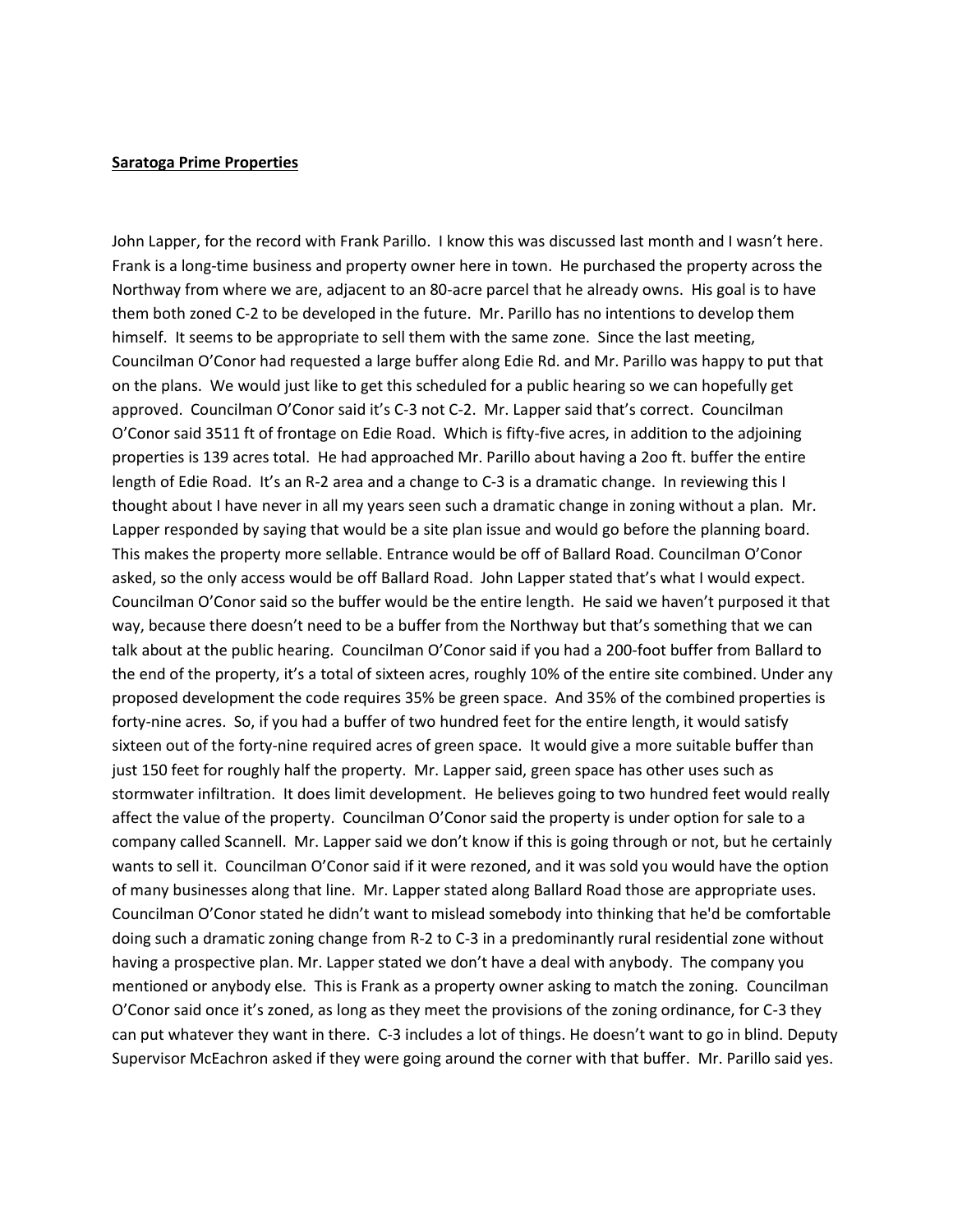**Saratoga Prime Properties**

John Lapper, for the record with Frank Parillo. I know this was discussed last month and I wasn't here. Frank is a long-time business and property owner here in town. He purchased the property across the Northway from where we are, adjacent to an 80-acre parcel that he already owns. His goal is to have them both zoned C-2 to be developed in the future. Mr. Parillo has no intentions to develop them himself. It seems to be appropriate to sell them with the same zone. Since the last meeting, Councilman O'Conor had requested a large buffer along Edie Rd. and Mr. Parillo was happy to put that on the plans. We would just like to get this scheduled for a public hearing so we can hopefully get approved. Councilman O'Conor said it's C-3 not C-2. Mr. Lapper said that's correct. Councilman O'Conor said 3511 ft of frontage on Edie Road. Which is fifty-five acres, in addition to the adjoining properties is 139 acres total. He had approached Mr. Parillo about having a 2oo ft. buffer the entire length of Edie Road. It's an R-2 area and a change to C-3 is a dramatic change. In reviewing this I thought about I have never in all my years seen such a dramatic change in zoning without a plan. Mr. Lapper responded by saying that would be a site plan issue and would go before the planning board. This makes the property more sellable. Entrance would be off of Ballard Road. Councilman O'Conor asked, so the only access would be off Ballard Road. John Lapper stated that's what I would expect. Councilman O'Conor said so the buffer would be the entire length. He said we haven't purposed it that way, because there doesn't need to be a buffer from the Northway but that's something that we can talk about at the public hearing. Councilman O'Conor said if you had a 200-foot buffer from Ballard to the end of the property, it's a total of sixteen acres, roughly 10% of the entire site combined. Under any proposed development the code requires 35% be green space. And 35% of the combined properties is forty-nine acres. So, if you had a buffer of two hundred feet for the entire length, it would satisfy sixteen out of the forty-nine required acres of green space. It would give a more suitable buffer than just 150 feet for roughly half the property. Mr. Lapper said, green space has other uses such as stormwater infiltration. It does limit development. He believes going to two hundred feet would really affect the value of the property. Councilman O'Conor said the property is under option for sale to a company called Scannell. Mr. Lapper said we don't know if this is going through or not, but he certainly wants to sell it. Councilman O'Conor said if it were rezoned, and it was sold you would have the option of many businesses along that line. Mr. Lapper stated along Ballard Road those are appropriate uses. Councilman O'Conor stated he didn't want to mislead somebody into thinking that he'd be comfortable doing such a dramatic zoning change from R-2 to C-3 in a predominantly rural residential zone without having a prospective plan. Mr. Lapper stated we don't have a deal with anybody. The company you mentioned or anybody else. This is Frank as a property owner asking to match the zoning. Councilman O'Conor said once it's zoned, as long as they meet the provisions of the zoning ordinance, for C-3 they can put whatever they want in there. C-3 includes a lot of things. He doesn't want to go in blind. Deputy Supervisor McEachron asked if they were going around the corner with that buffer. Mr. Parillo said yes.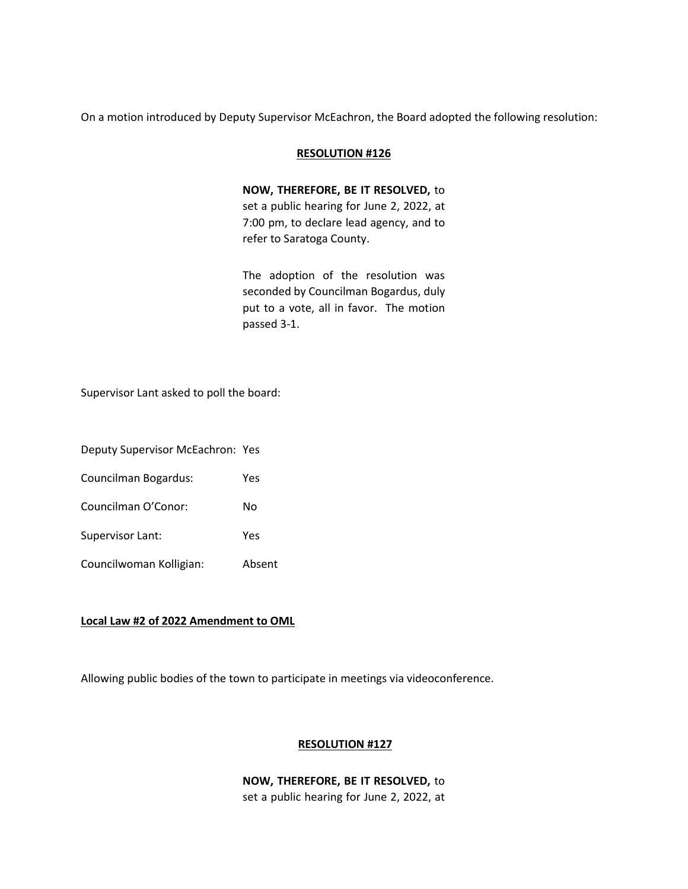On a motion introduced by Deputy Supervisor McEachron, the Board adopted the following resolution:

**RESOLUTION #126**

**NOW, THEREFORE, BE IT RESOLVED,** to set a public hearing for June 2, 2022, at 7:00 pm, to declare lead agency, and to refer to Saratoga County.

The adoption of the resolution was seconded by Councilman Bogardus, duly put to a vote, all in favor. The motion passed 3-1.

Supervisor Lant asked to poll the board:

Deputy Supervisor McEachron: Yes

Councilman Bogardus: Yes

Councilman O'Conor: No

Supervisor Lant: Yes

Councilwoman Kolligian: Absent

**Local Law #2 of 2022 Amendment to OML**

Allowing public bodies of the town to participate in meetings via videoconference.

**RESOLUTION #127**

**NOW, THEREFORE, BE IT RESOLVED,** to set a public hearing for June 2, 2022, at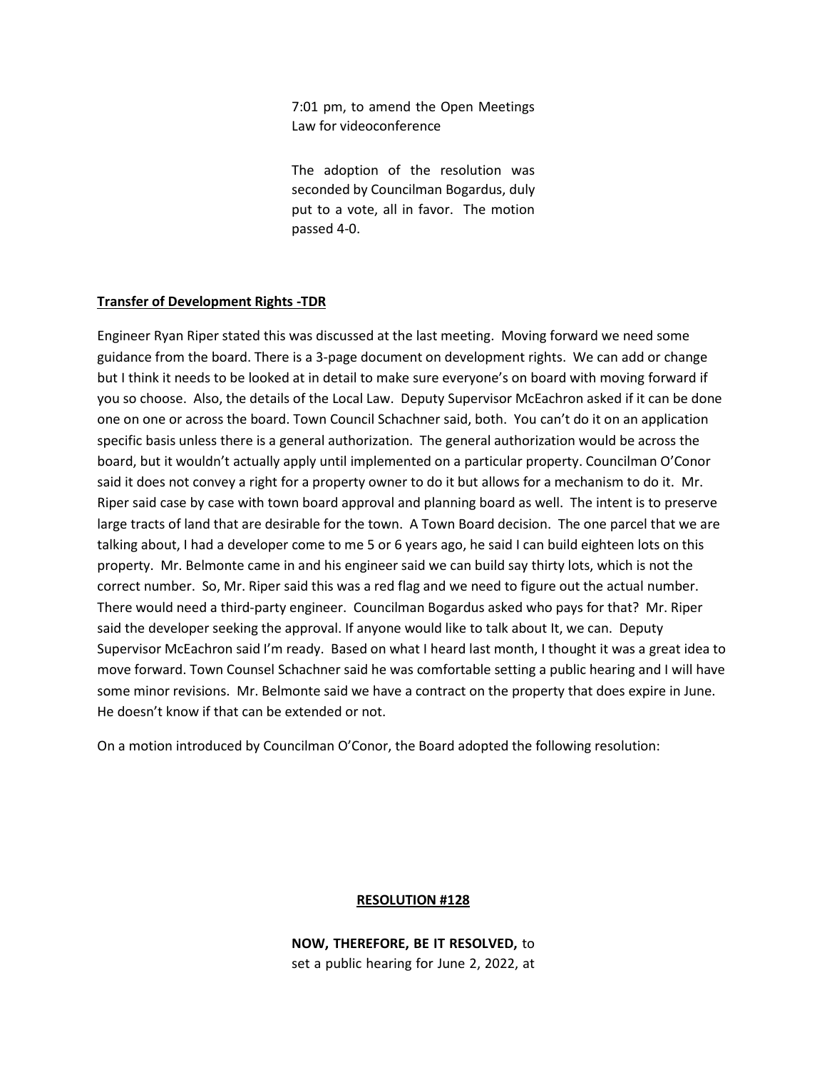7:01 pm, to amend the Open Meetings Law for videoconference

The adoption of the resolution was seconded by Councilman Bogardus, duly put to a vote, all in favor. The motion passed 4-0.

**Transfer of Development Rights -TDR**

Engineer Ryan Riper stated this was discussed at the last meeting. Moving forward we need some guidance from the board. There is a 3-page document on development rights. We can add or change but I think it needs to be looked at in detail to make sure everyone's on board with moving forward if you so choose. Also, the details of the Local Law. Deputy Supervisor McEachron asked if it can be done one on one or across the board. Town Council Schachner said, both. You can't do it on an application specific basis unless there is a general authorization. The general authorization would be across the board, but it wouldn't actually apply until implemented on a particular property. Councilman O'Conor said it does not convey a right for a property owner to do it but allows for a mechanism to do it. Mr. Riper said case by case with town board approval and planning board as well. The intent is to preserve large tracts of land that are desirable for the town. A Town Board decision. The one parcel that we are talking about, I had a developer come to me 5 or 6 years ago, he said I can build eighteen lots on this property. Mr. Belmonte came in and his engineer said we can build say thirty lots, which is not the correct number. So, Mr. Riper said this was a red flag and we need to figure out the actual number. There would need a third-party engineer. Councilman Bogardus asked who pays for that? Mr. Riper said the developer seeking the approval. If anyone would like to talk about It, we can. Deputy Supervisor McEachron said I'm ready. Based on what I heard last month, I thought it was a great idea to move forward. Town Counsel Schachner said he was comfortable setting a public hearing and I will have some minor revisions. Mr. Belmonte said we have a contract on the property that does expire in June. He doesn't know if that can be extended or not.

On a motion introduced by Councilman O'Conor, the Board adopted the following resolution:

**RESOLUTION #128**

**NOW, THEREFORE, BE IT RESOLVED,** to set a public hearing for June 2, 2022, at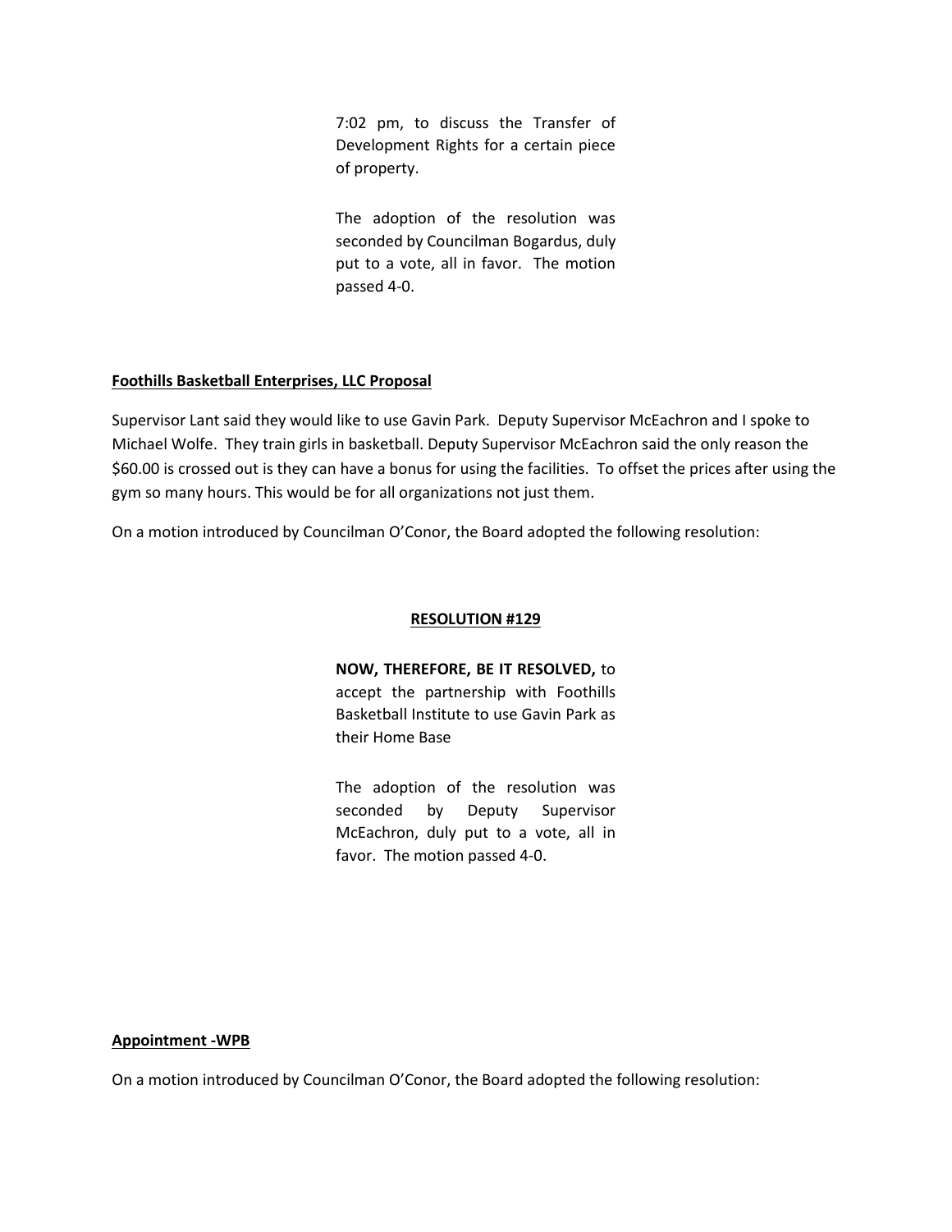7:02 pm, to discuss the Transfer of Development Rights for a certain piece of property.

The adoption of the resolution was seconded by Councilman Bogardus, duly put to a vote, all in favor. The motion passed 4-0.

**Foothills Basketball Enterprises, LLC Proposal**

Supervisor Lant said they would like to use Gavin Park. Deputy Supervisor McEachron and I spoke to Michael Wolfe. They train girls in basketball. Deputy Supervisor McEachron said the only reason the $60.00 is crossed out is they can have a bonus for using the facilities. To offset the prices after using the gym so many hours. This would be for all organizations not just them.

On a motion introduced by Councilman O'Conor, the Board adopted the following resolution:

**RESOLUTION #129**

**NOW, THEREFORE, BE IT RESOLVED,** to accept the partnership with Foothills Basketball Institute to use Gavin Park as their Home Base

The adoption of the resolution was seconded by Deputy Supervisor McEachron, duly put to a vote, all in favor. The motion passed 4-0.

**Appointment -WPB**

On a motion introduced by Councilman O'Conor, the Board adopted the following resolution: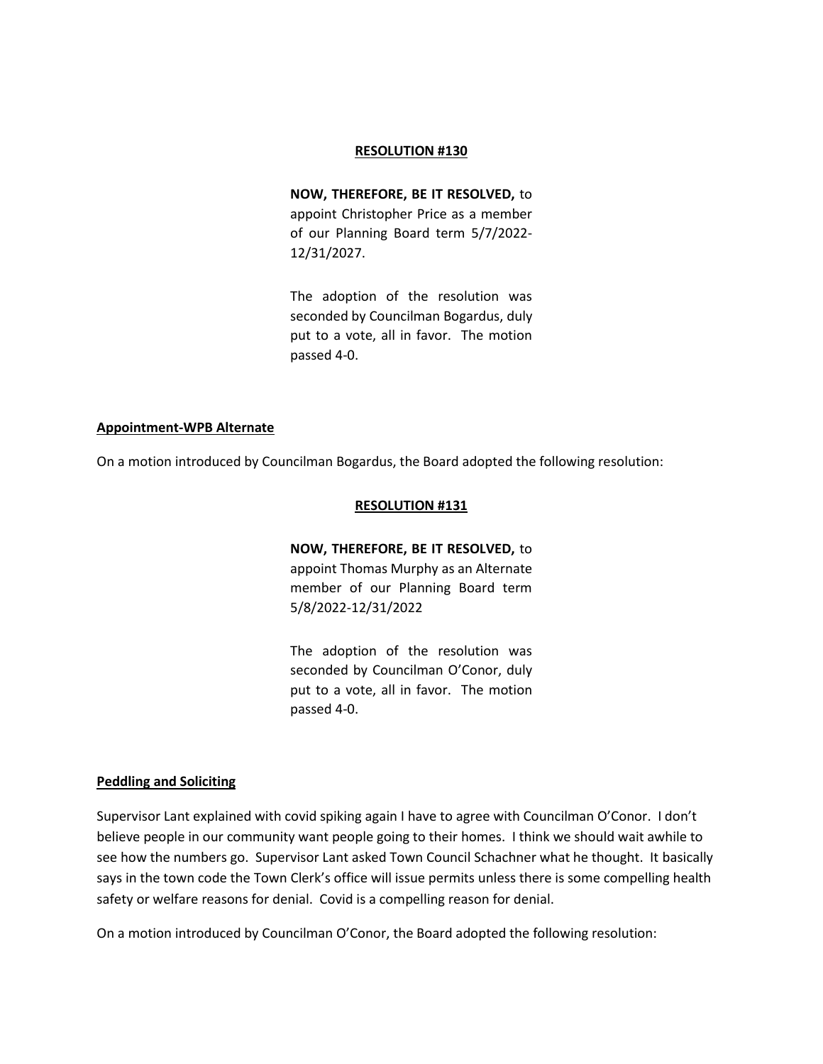**RESOLUTION #130**

**NOW, THEREFORE, BE IT RESOLVED,** to appoint Christopher Price as a member of our Planning Board term 5/7/2022-12/31/2027.

The adoption of the resolution was seconded by Councilman Bogardus, duly put to a vote, all in favor. The motion passed 4-0.

**Appointment-WPB Alternate**

On a motion introduced by Councilman Bogardus, the Board adopted the following resolution:

**RESOLUTION #131**

**NOW, THEREFORE, BE IT RESOLVED,** to appoint Thomas Murphy as an Alternate member of our Planning Board term 5/8/2022-12/31/2022

The adoption of the resolution was seconded by Councilman O'Conor, duly put to a vote, all in favor. The motion passed 4-0.

**Peddling and Soliciting**

Supervisor Lant explained with covid spiking again I have to agree with Councilman O'Conor. I don't believe people in our community want people going to their homes. I think we should wait awhile to see how the numbers go. Supervisor Lant asked Town Council Schachner what he thought. It basically says in the town code the Town Clerk's office will issue permits unless there is some compelling health safety or welfare reasons for denial. Covid is a compelling reason for denial.

On a motion introduced by Councilman O'Conor, the Board adopted the following resolution: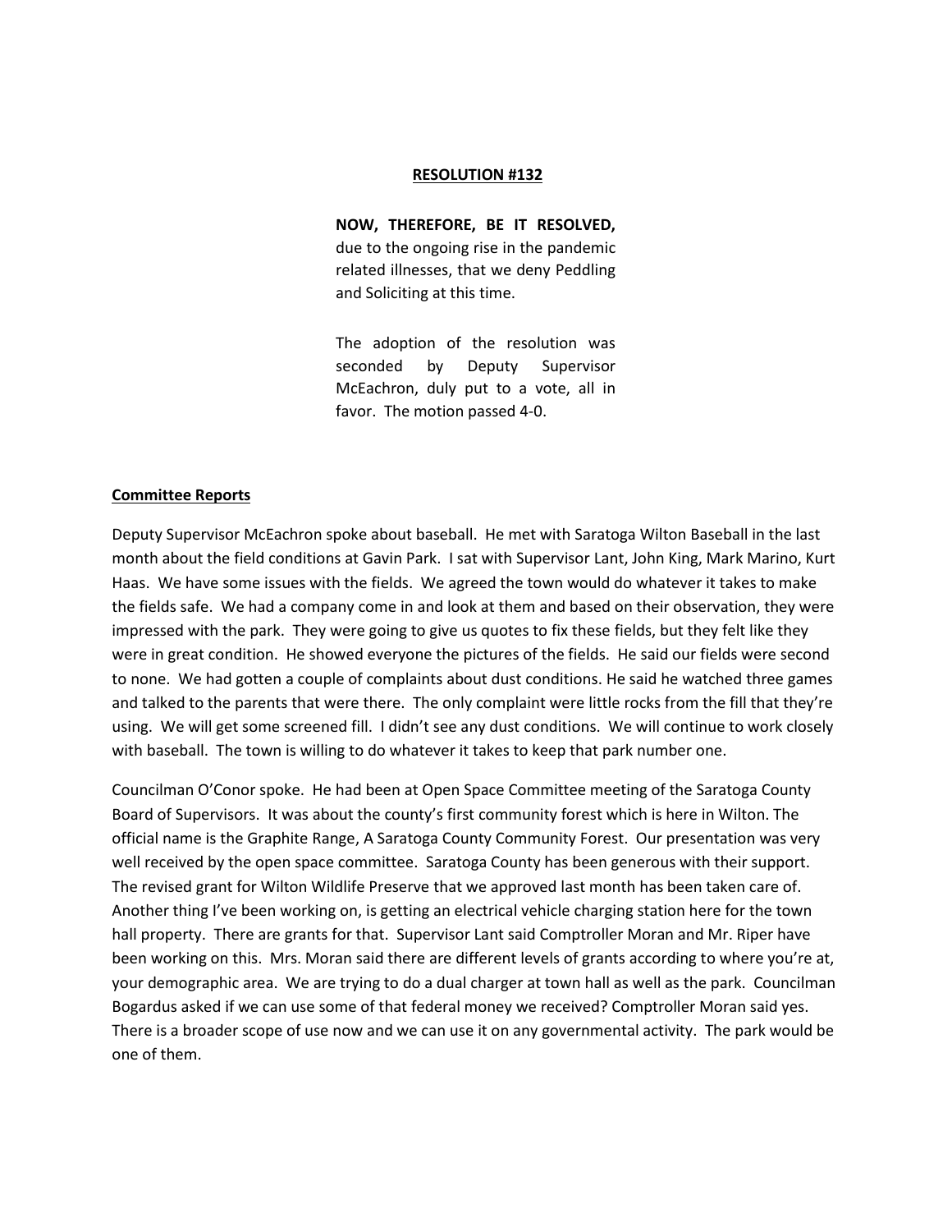**RESOLUTION #132**

**NOW, THEREFORE, BE IT RESOLVED,** due to the ongoing rise in the pandemic related illnesses, that we deny Peddling and Soliciting at this time.

The adoption of the resolution was seconded by Deputy Supervisor McEachron, duly put to a vote, all in favor. The motion passed 4-0.

**Committee Reports**

Deputy Supervisor McEachron spoke about baseball. He met with Saratoga Wilton Baseball in the last month about the field conditions at Gavin Park. I sat with Supervisor Lant, John King, Mark Marino, Kurt Haas. We have some issues with the fields. We agreed the town would do whatever it takes to make the fields safe. We had a company come in and look at them and based on their observation, they were impressed with the park. They were going to give us quotes to fix these fields, but they felt like they were in great condition. He showed everyone the pictures of the fields. He said our fields were second to none. We had gotten a couple of complaints about dust conditions. He said he watched three games and talked to the parents that were there. The only complaint were little rocks from the fill that they're using. We will get some screened fill. I didn't see any dust conditions. We will continue to work closely with baseball. The town is willing to do whatever it takes to keep that park number one.

Councilman O'Conor spoke. He had been at Open Space Committee meeting of the Saratoga County Board of Supervisors. It was about the county's first community forest which is here in Wilton. The official name is the Graphite Range, A Saratoga County Community Forest. Our presentation was very well received by the open space committee. Saratoga County has been generous with their support. The revised grant for Wilton Wildlife Preserve that we approved last month has been taken care of. Another thing I've been working on, is getting an electrical vehicle charging station here for the town hall property. There are grants for that. Supervisor Lant said Comptroller Moran and Mr. Riper have been working on this. Mrs. Moran said there are different levels of grants according to where you're at, your demographic area. We are trying to do a dual charger at town hall as well as the park. Councilman Bogardus asked if we can use some of that federal money we received? Comptroller Moran said yes. There is a broader scope of use now and we can use it on any governmental activity. The park would be one of them.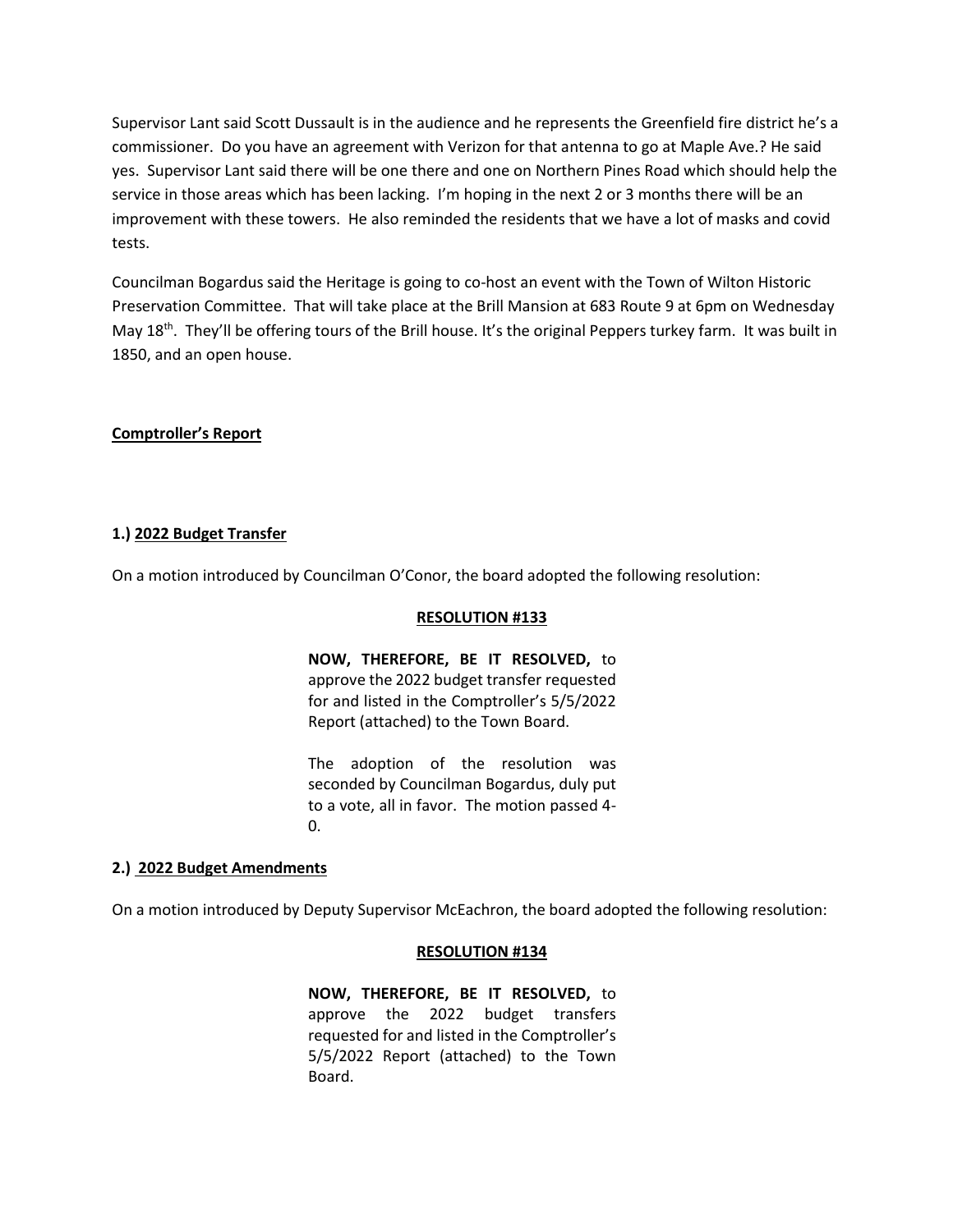Supervisor Lant said Scott Dussault is in the audience and he represents the Greenfield fire district he's a commissioner. Do you have an agreement with Verizon for that antenna to go at Maple Ave.? He said yes. Supervisor Lant said there will be one there and one on Northern Pines Road which should help the service in those areas which has been lacking. I'm hoping in the next 2 or 3 months there will be an improvement with these towers. He also reminded the residents that we have a lot of masks and covid tests.

Councilman Bogardus said the Heritage is going to co-host an event with the Town of Wilton Historic Preservation Committee. That will take place at the Brill Mansion at 683 Route 9 at 6pm on Wednesday May 18th. They'll be offering tours of the Brill house. It's the original Peppers turkey farm. It was built in 1850, and an open house.

**Comptroller's Report**

**1.) 2022 Budget Transfer**

On a motion introduced by Councilman O'Conor, the board adopted the following resolution:

**RESOLUTION #133**

**NOW, THEREFORE, BE IT RESOLVED,** to approve the 2022 budget transfer requested for and listed in the Comptroller's 5/5/2022 Report (attached) to the Town Board.

The adoption of the resolution was seconded by Councilman Bogardus, duly put to a vote, all in favor. The motion passed 4-0.

**2.) 2022 Budget Amendments**

On a motion introduced by Deputy Supervisor McEachron, the board adopted the following resolution:

**RESOLUTION #134**

**NOW, THEREFORE, BE IT RESOLVED,** to approve the 2022 budget transfers requested for and listed in the Comptroller's 5/5/2022 Report (attached) to the Town Board.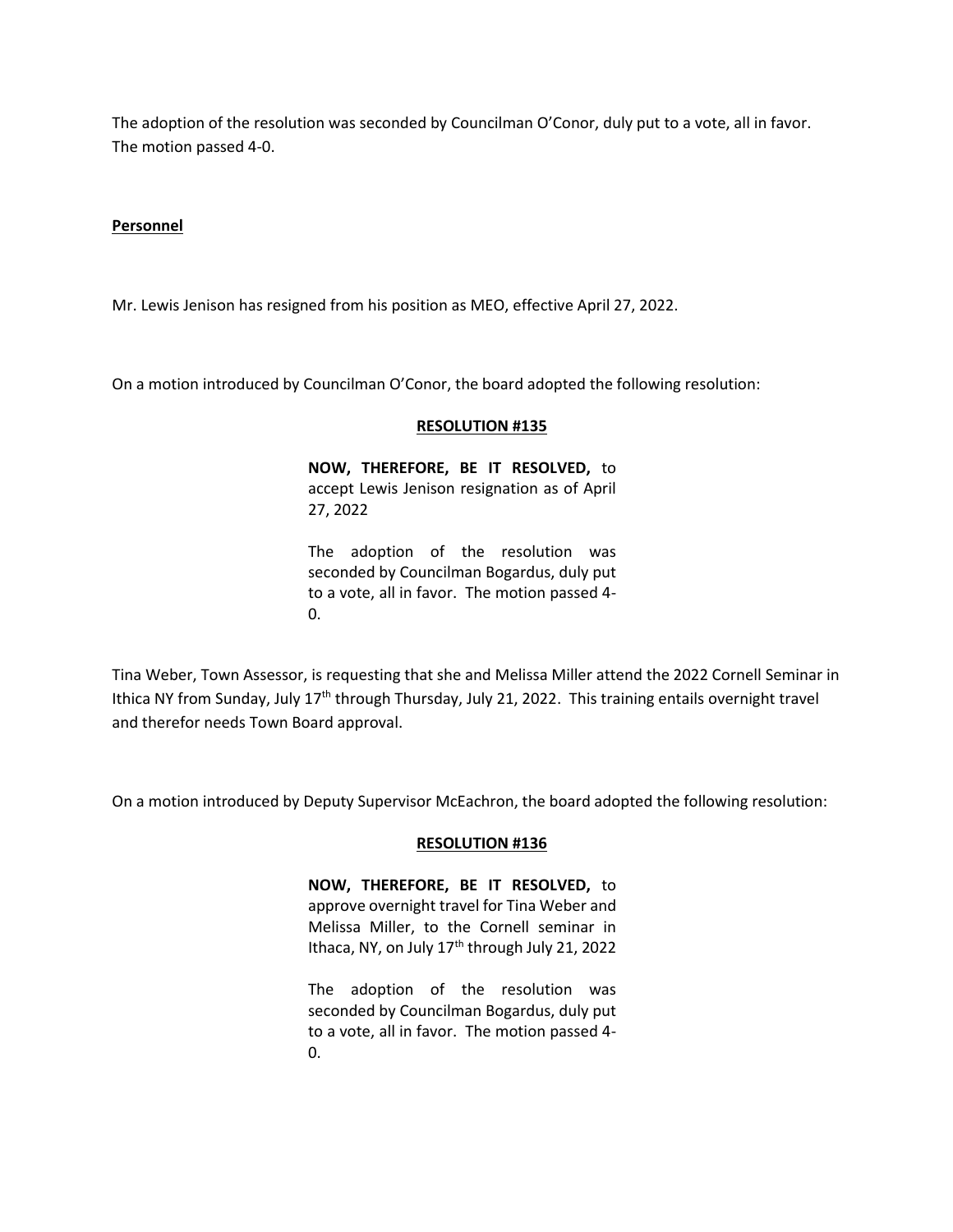The adoption of the resolution was seconded by Councilman O'Conor, duly put to a vote, all in favor. The motion passed 4-0.

**Personnel**

Mr. Lewis Jenison has resigned from his position as MEO, effective April 27, 2022.

On a motion introduced by Councilman O'Conor, the board adopted the following resolution:

**RESOLUTION #135**

**NOW, THEREFORE, BE IT RESOLVED,** to accept Lewis Jenison resignation as of April 27, 2022

The adoption of the resolution was seconded by Councilman Bogardus, duly put to a vote, all in favor. The motion passed 4-0.

Tina Weber, Town Assessor, is requesting that she and Melissa Miller attend the 2022 Cornell Seminar in Ithica NY from Sunday, July 17th through Thursday, July 21, 2022. This training entails overnight travel and therefor needs Town Board approval.

On a motion introduced by Deputy Supervisor McEachron, the board adopted the following resolution:

**RESOLUTION #136**

**NOW, THEREFORE, BE IT RESOLVED,** to approve overnight travel for Tina Weber and Melissa Miller, to the Cornell seminar in Ithaca, NY, on July 17th through July 21, 2022

The adoption of the resolution was seconded by Councilman Bogardus, duly put to a vote, all in favor. The motion passed 4-0.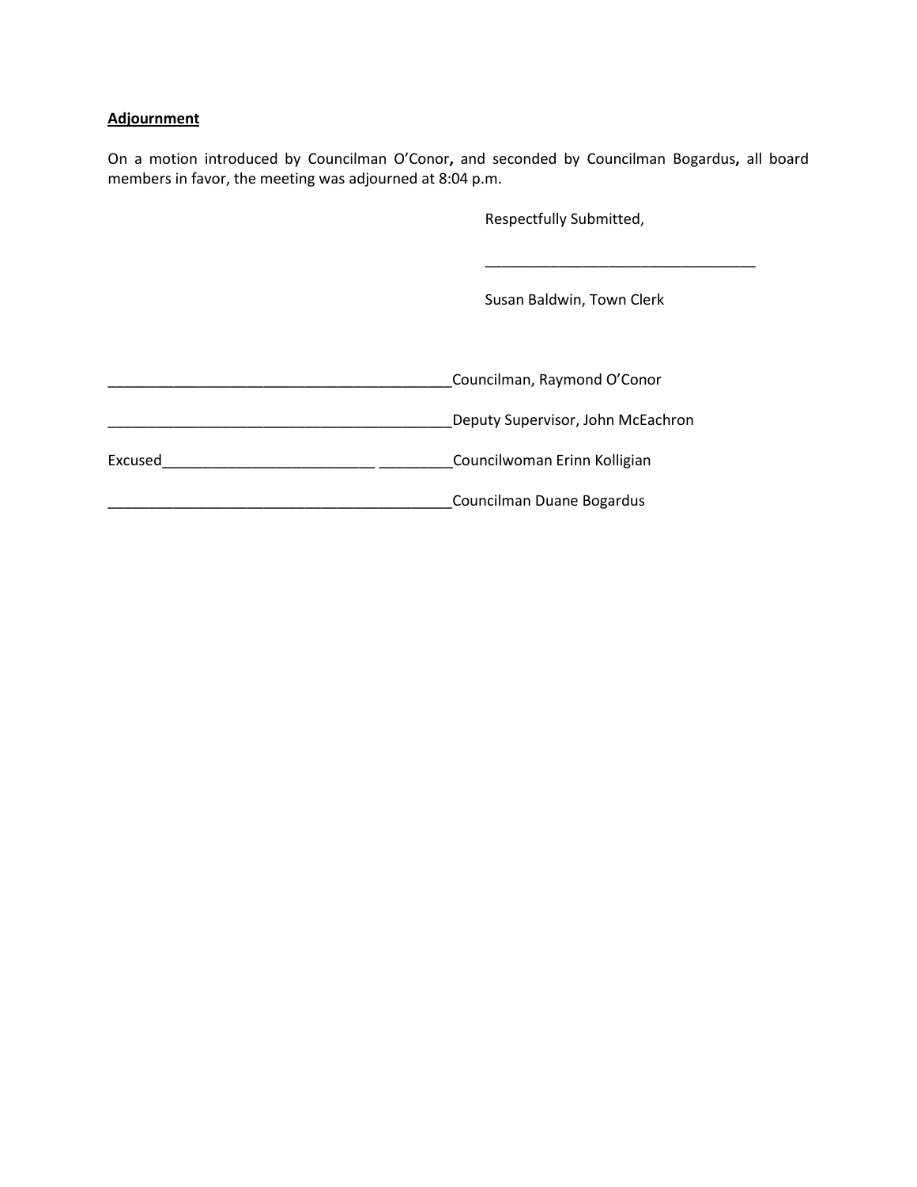**Adjournment**

On a motion introduced by Councilman O'Conor**,** and seconded by Councilman Bogardus**,** all board members in favor, the meeting was adjourned at 8:04 p.m.

Respectfully Submitted,

___________________________________

Susan Baldwin, Town Clerk

_____________________________________________Councilman, Raymond O'Conor

_____________________________________________Deputy Supervisor, John McEachron

Excused___________________________ _________Councilwoman Erinn Kolligian

_____________________________________________Councilman Duane Bogardus